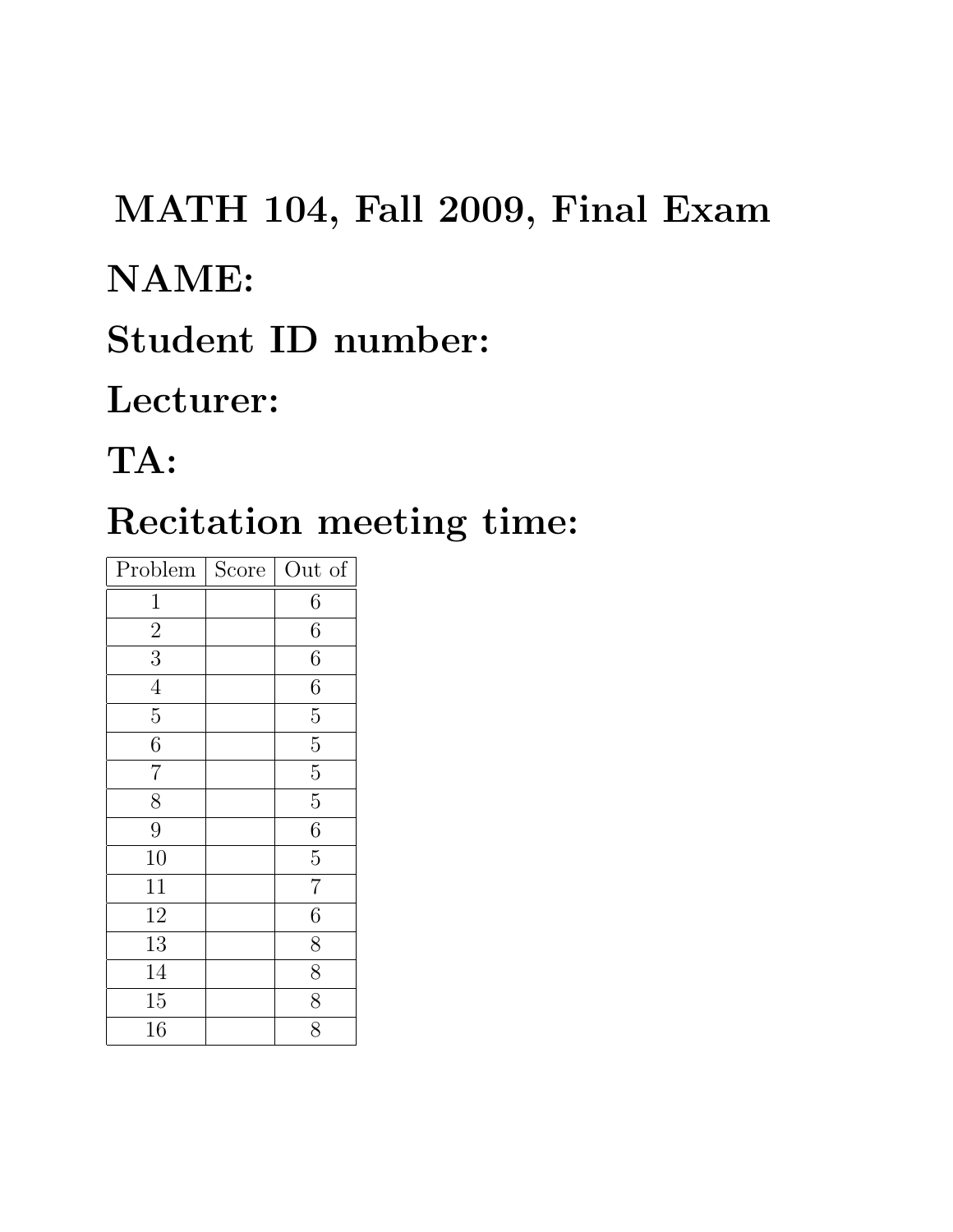# MATH 104, Fall 2009, Final Exam

## NAME:

## Student ID number:

## Lecturer:

## TA:

## Recitation meeting time:

| Problem | Score | Out of |
|---|---|---|
| 1 | | 6 |
| 2 | | 6 |
| 3 | | 6 |
| 4 | | 6 |
| 5 | | 5 |
| 6 | | 5 |
| 7 | | 5 |
| 8 | | 5 |
| 9 | | 6 |
| 10 | | 5 |
| 11 | | 7 |
| 12 | | 6 |
| 13 | | 8 |
| 14 | | 8 |
| 15 | | 8 |
| 16 | | 8 |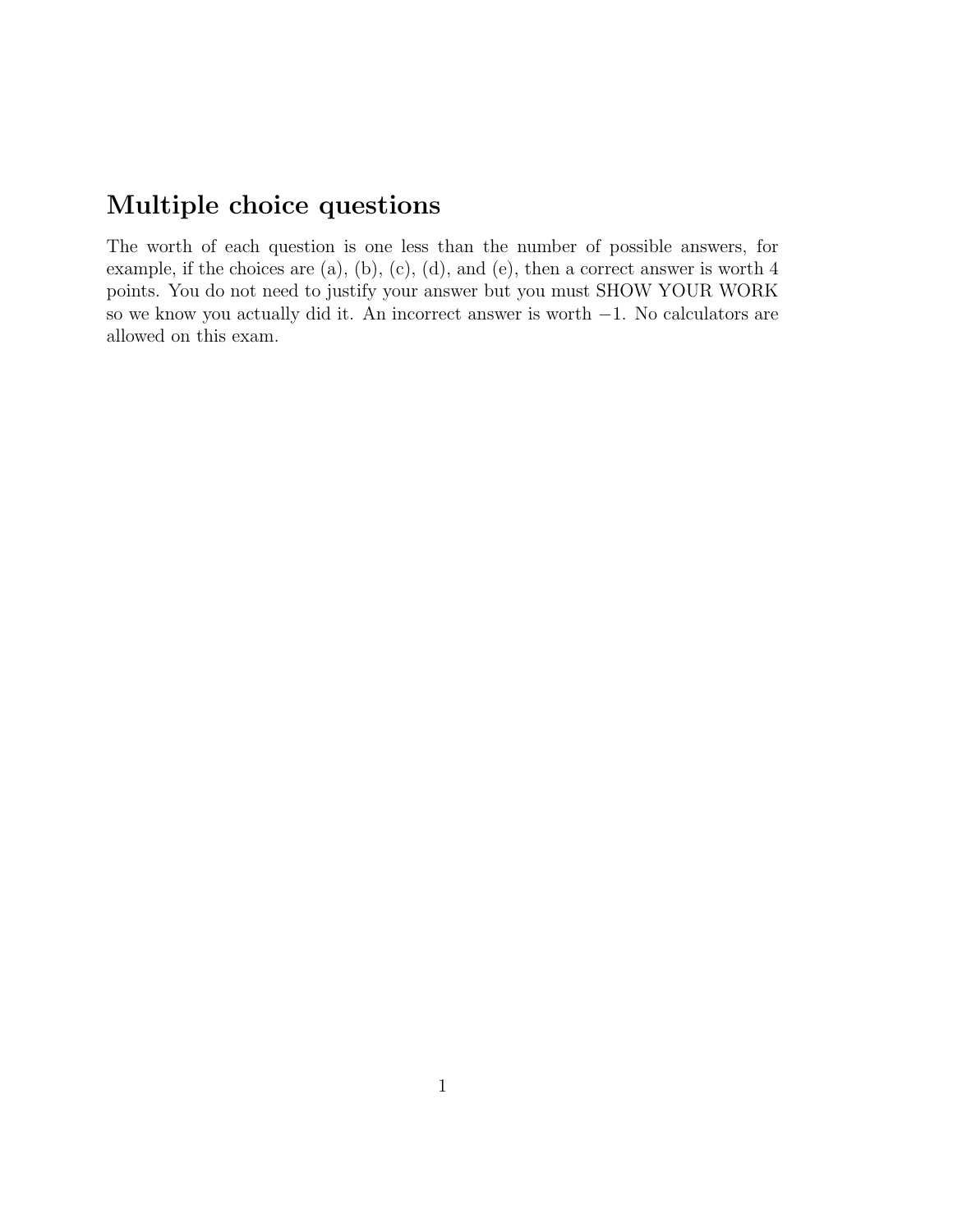## Multiple choice questions

The worth of each question is one less than the number of possible answers, for example, if the choices are (a), (b), (c), (d), and (e), then a correct answer is worth 4 points. You do not need to justify your answer but you must SHOW YOUR WORK so we know you actually did it. An incorrect answer is worth $-1$. No calculators are allowed on this exam.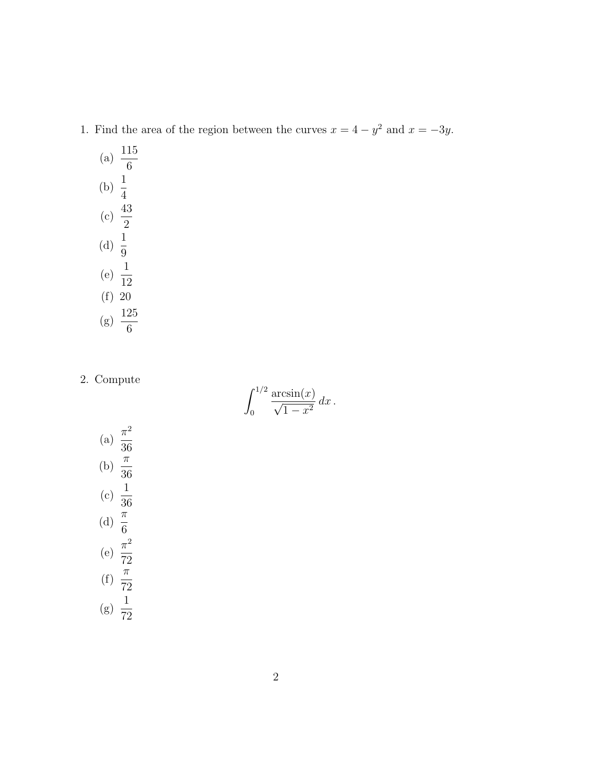1. Find the area of the region between the curves $x = 4 - y^2$ and $x = -3y$.

   (a) $\dfrac{115}{6}$

   (b) $\dfrac{1}{4}$

   (c) $\dfrac{43}{2}$

   (d) $\dfrac{1}{9}$

   (e) $\dfrac{1}{12}$

   (f) $20$

   (g) $\dfrac{125}{6}$

2. Compute

$$\int_0^{1/2} \frac{\arcsin(x)}{\sqrt{1 - x^2}}\, dx\,.$$

   (a) $\dfrac{\pi^2}{36}$

   (b) $\dfrac{\pi}{36}$

   (c) $\dfrac{1}{36}$

   (d) $\dfrac{\pi}{6}$

   (e) $\dfrac{\pi^2}{72}$

   (f) $\dfrac{\pi}{72}$

   (g) $\dfrac{1}{72}$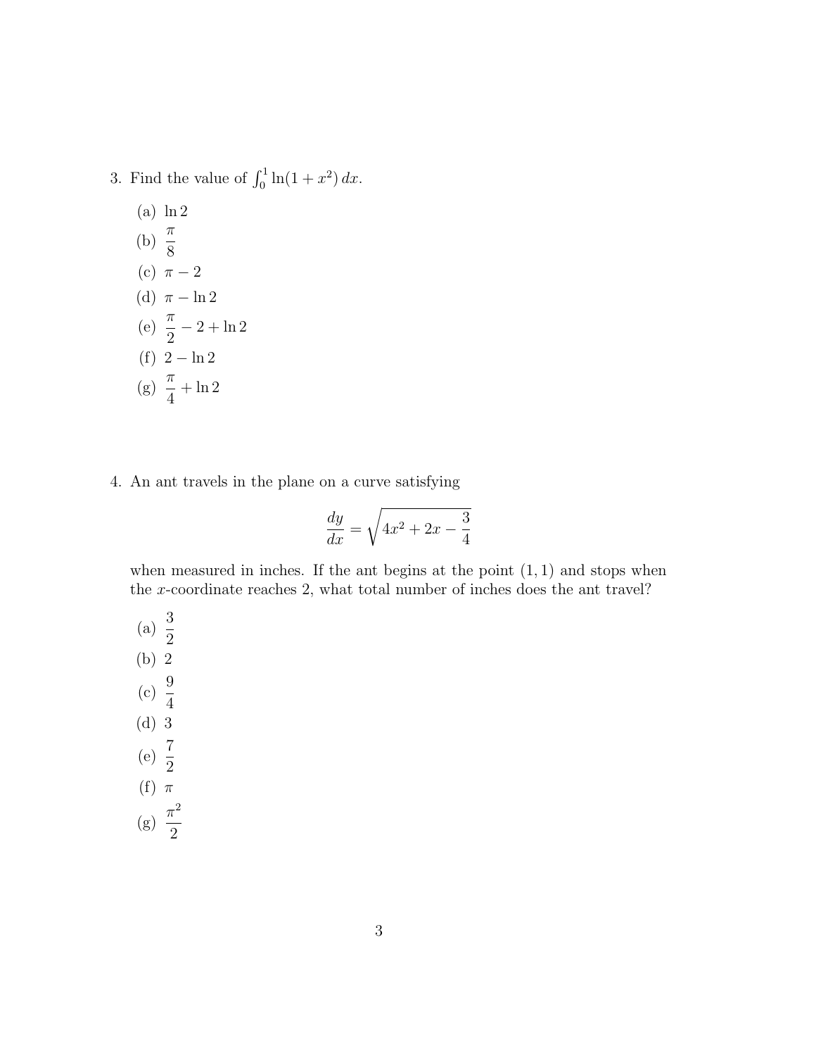3. Find the value of $\int_0^1 \ln(1+x^2)\,dx$.

   (a) $\ln 2$

   (b) $\dfrac{\pi}{8}$

   (c) $\pi - 2$

   (d) $\pi - \ln 2$

   (e) $\dfrac{\pi}{2} - 2 + \ln 2$

   (f) $2 - \ln 2$

   (g) $\dfrac{\pi}{4} + \ln 2$

4. An ant travels in the plane on a curve satisfying

$$\frac{dy}{dx} = \sqrt{4x^2 + 2x - \frac{3}{4}}$$

   when measured in inches. If the ant begins at the point $(1, 1)$ and stops when the $x$-coordinate reaches 2, what total number of inches does the ant travel?

   (a) $\dfrac{3}{2}$

   (b) $2$

   (c) $\dfrac{9}{4}$

   (d) $3$

   (e) $\dfrac{7}{2}$

   (f) $\pi$

   (g) $\dfrac{\pi^2}{2}$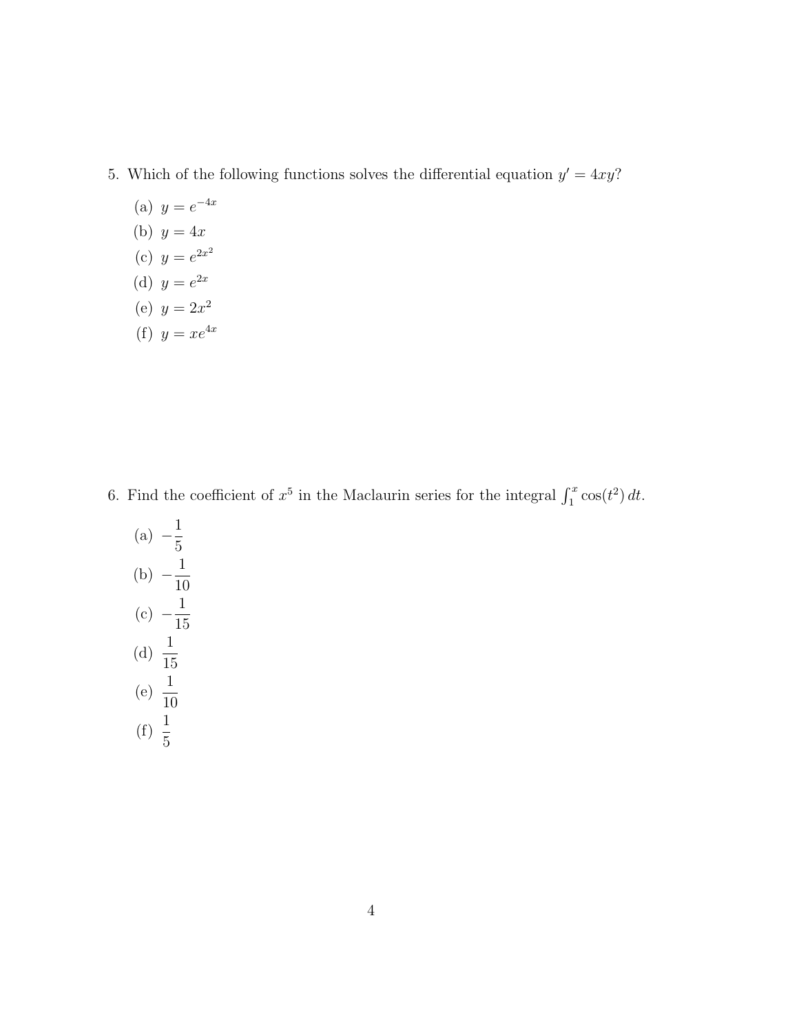5. Which of the following functions solves the differential equation $y' = 4xy$?

   (a) $y = e^{-4x}$
   (b) $y = 4x$
   (c) $y = e^{2x^2}$
   (d) $y = e^{2x}$
   (e) $y = 2x^2$
   (f) $y = xe^{4x}$

6. Find the coefficient of $x^5$ in the Maclaurin series for the integral $\int_1^x \cos(t^2)\,dt$.

   (a) $-\dfrac{1}{5}$
   (b) $-\dfrac{1}{10}$
   (c) $-\dfrac{1}{15}$
   (d) $\dfrac{1}{15}$
   (e) $\dfrac{1}{10}$
   (f) $\dfrac{1}{5}$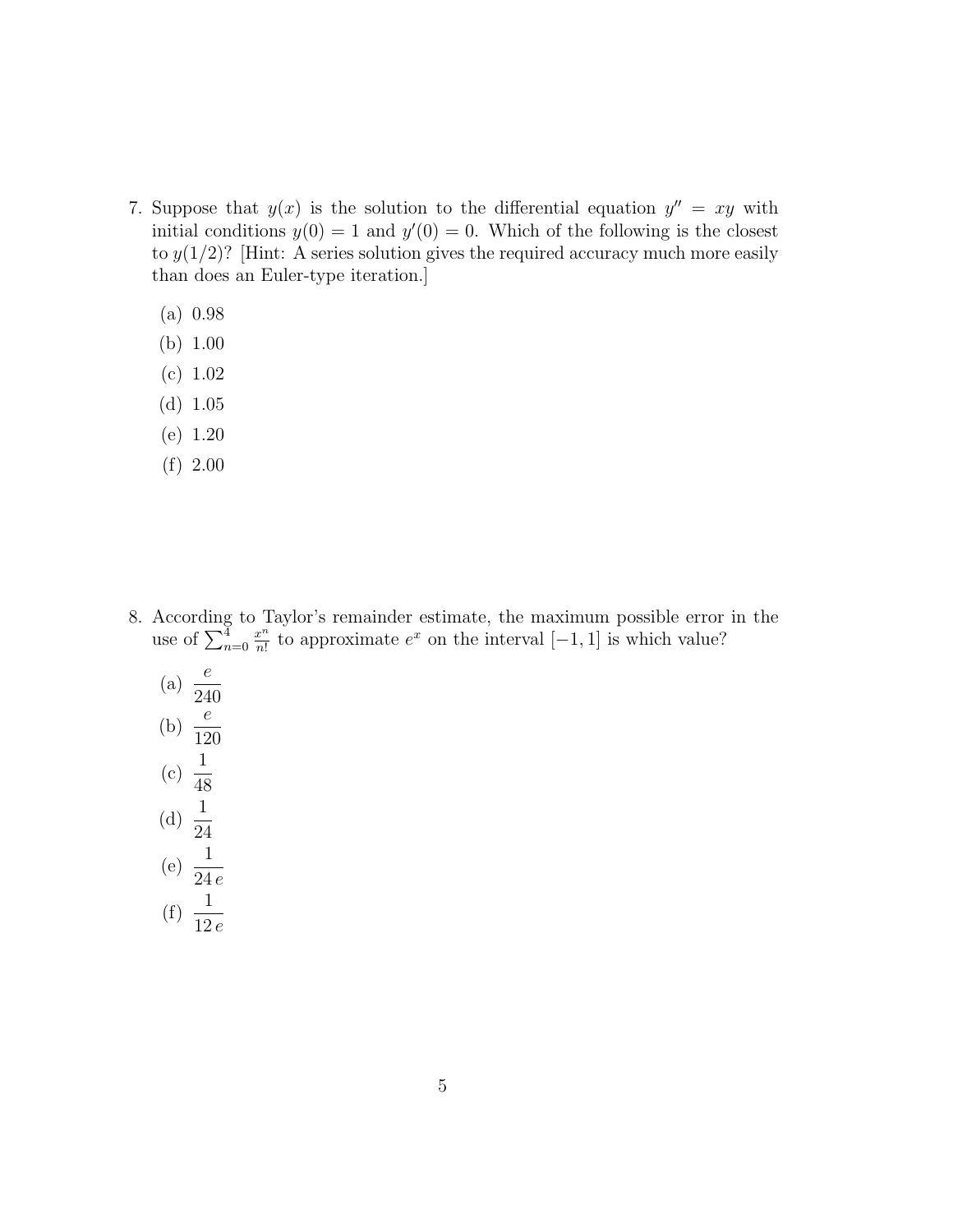7. Suppose that $y(x)$ is the solution to the differential equation $y'' = xy$ with initial conditions $y(0) = 1$ and $y'(0) = 0$. Which of the following is the closest to $y(1/2)$? [Hint: A series solution gives the required accuracy much more easily than does an Euler-type iteration.]

   (a) 0.98

   (b) 1.00

   (c) 1.02

   (d) 1.05

   (e) 1.20

   (f) 2.00

8. According to Taylor's remainder estimate, the maximum possible error in the use of $\sum_{n=0}^{4} \frac{x^n}{n!}$ to approximate $e^x$ on the interval $[-1, 1]$ is which value?

   (a) $\dfrac{e}{240}$

   (b) $\dfrac{e}{120}$

   (c) $\dfrac{1}{48}$

   (d) $\dfrac{1}{24}$

   (e) $\dfrac{1}{24\,e}$

   (f) $\dfrac{1}{12\,e}$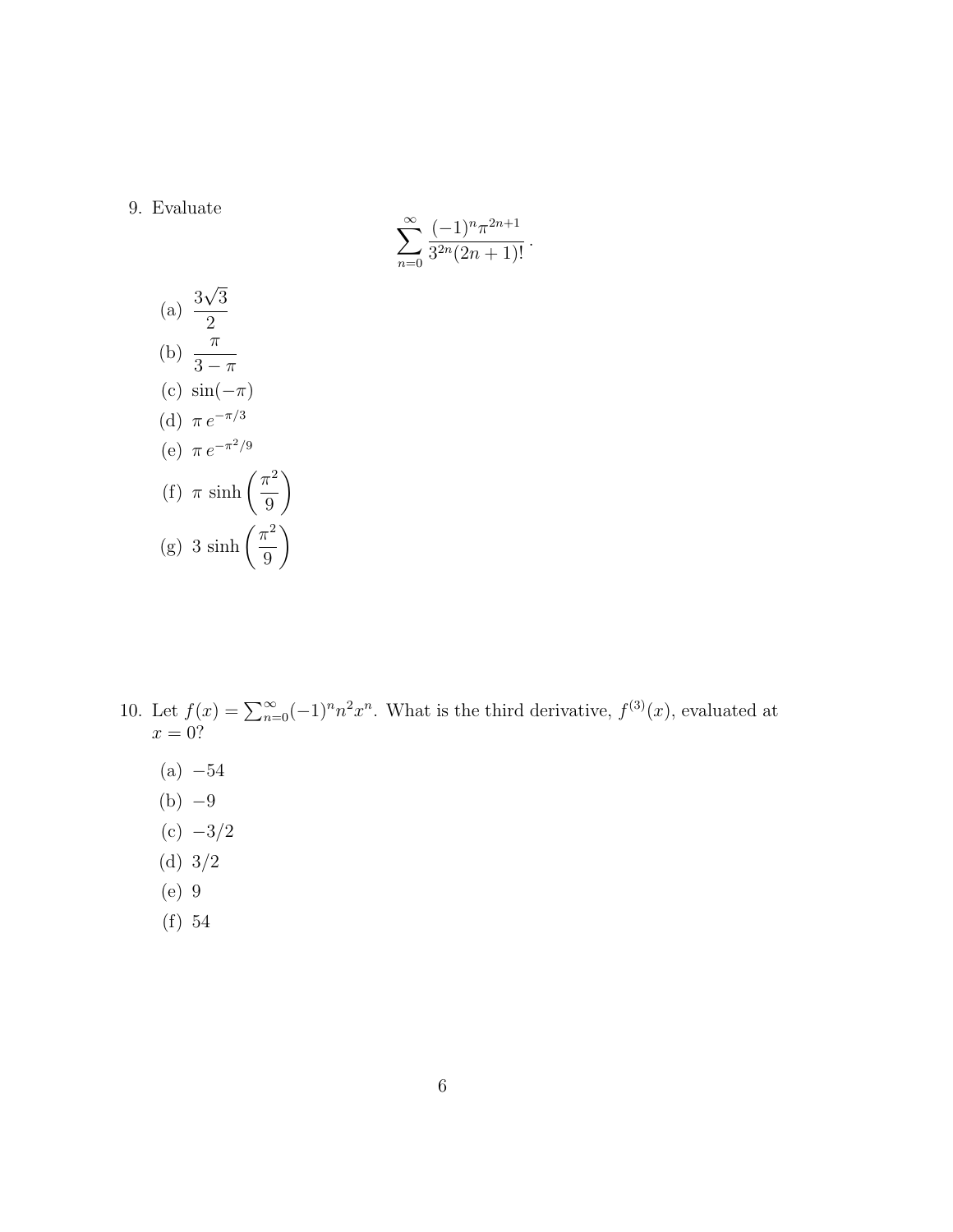9. Evaluate

$$\sum_{n=0}^{\infty} \frac{(-1)^n \pi^{2n+1}}{3^{2n}(2n+1)!}.$$

   (a) $\dfrac{3\sqrt{3}}{2}$

   (b) $\dfrac{\pi}{3-\pi}$

   (c) $\sin(-\pi)$

   (d) $\pi\, e^{-\pi/3}$

   (e) $\pi\, e^{-\pi^2/9}$

   (f) $\pi\, \sinh\left(\dfrac{\pi^2}{9}\right)$

   (g) $3\, \sinh\left(\dfrac{\pi^2}{9}\right)$

10. Let $f(x) = \sum_{n=0}^{\infty}(-1)^n n^2 x^n$. What is the third derivative, $f^{(3)}(x)$, evaluated at $x = 0$?

   (a) $-54$

   (b) $-9$

   (c) $-3/2$

   (d) $3/2$

   (e) $9$

   (f) $54$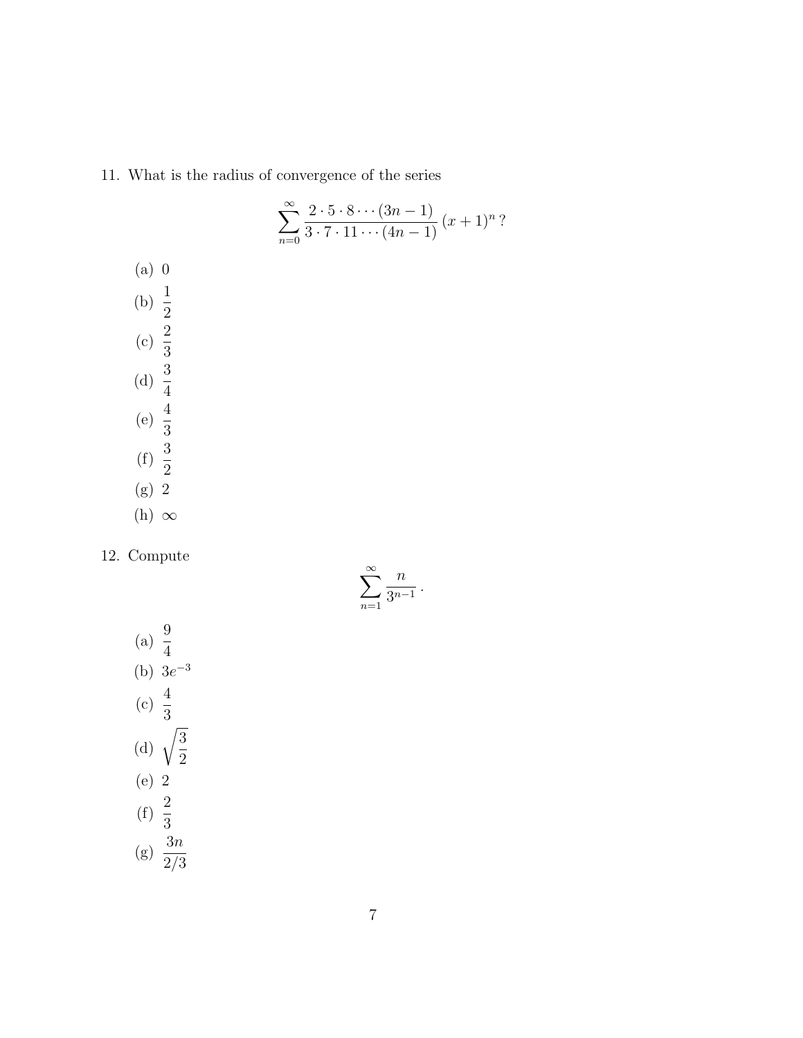11. What is the radius of convergence of the series

$$\sum_{n=0}^{\infty} \frac{2 \cdot 5 \cdot 8 \cdots (3n-1)}{3 \cdot 7 \cdot 11 \cdots (4n-1)} (x+1)^n \, ?$$

(a) $0$

(b) $\frac{1}{2}$

(c) $\frac{2}{3}$

(d) $\frac{3}{4}$

(e) $\frac{4}{3}$

(f) $\frac{3}{2}$

(g) $2$

(h) $\infty$

12. Compute

$$\sum_{n=1}^{\infty} \frac{n}{3^{n-1}} \, .$$

(a) $\frac{9}{4}$

(b) $3e^{-3}$

(c) $\frac{4}{3}$

(d) $\sqrt{\frac{3}{2}}$

(e) $2$

(f) $\frac{2}{3}$

(g) $\frac{3n}{2/3}$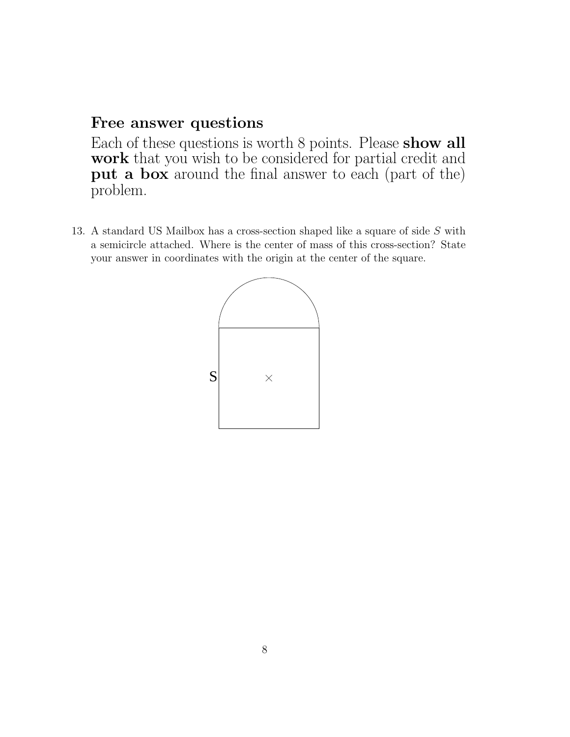## Free answer questions

Each of these questions is worth 8 points. Please **show all work** that you wish to be considered for partial credit and **put a box** around the final answer to each (part of the) problem.

13. A standard US Mailbox has a cross-section shaped like a square of side $S$ with a semicircle attached. Where is the center of mass of this cross-section? State your answer in coordinates with the origin at the center of the square.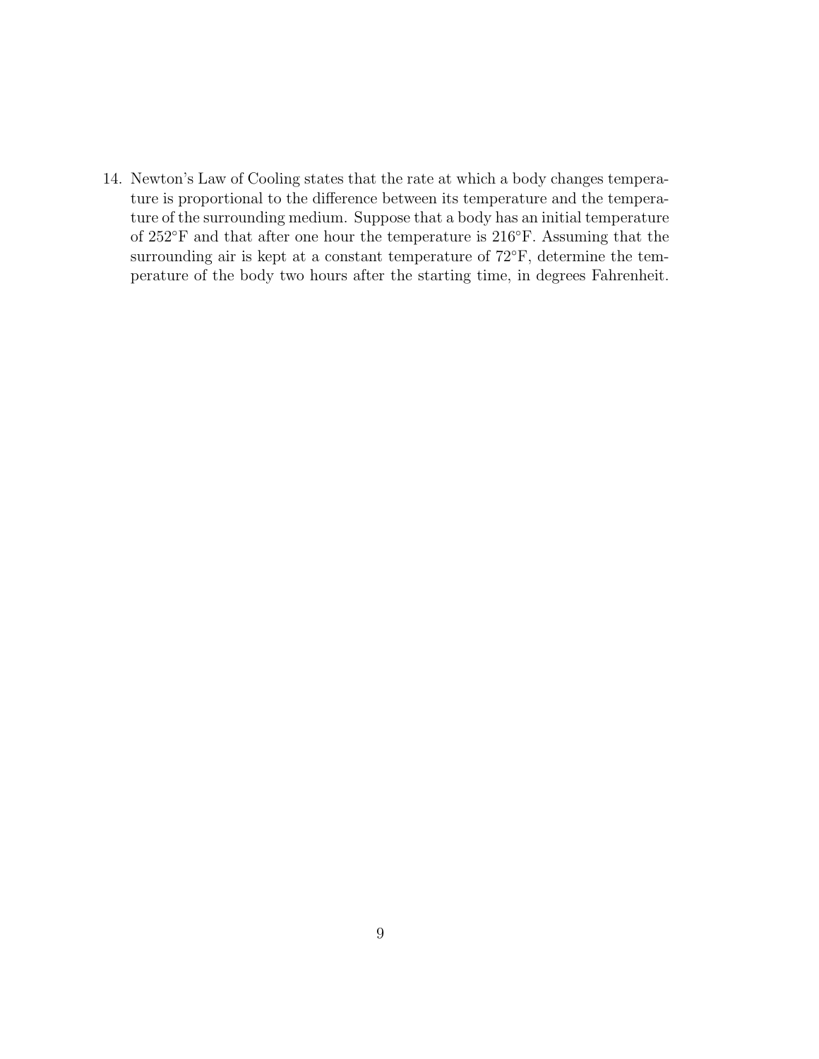14. Newton's Law of Cooling states that the rate at which a body changes temperature is proportional to the difference between its temperature and the temperature of the surrounding medium. Suppose that a body has an initial temperature of $252^{\circ}$F and that after one hour the temperature is $216^{\circ}$F. Assuming that the surrounding air is kept at a constant temperature of $72^{\circ}$F, determine the temperature of the body two hours after the starting time, in degrees Fahrenheit.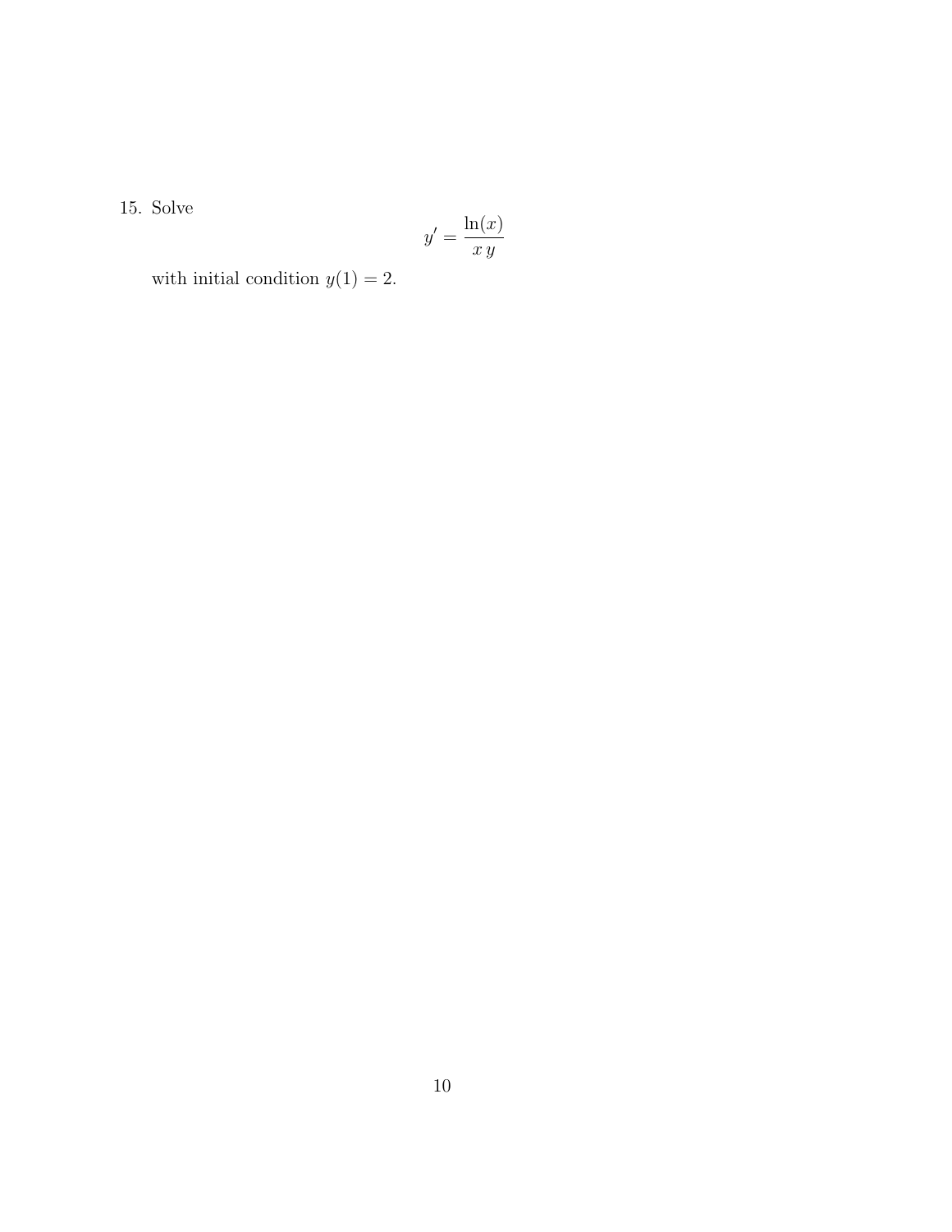15. Solve

$$y' = \frac{\ln(x)}{x\,y}$$

with initial condition $y(1) = 2$.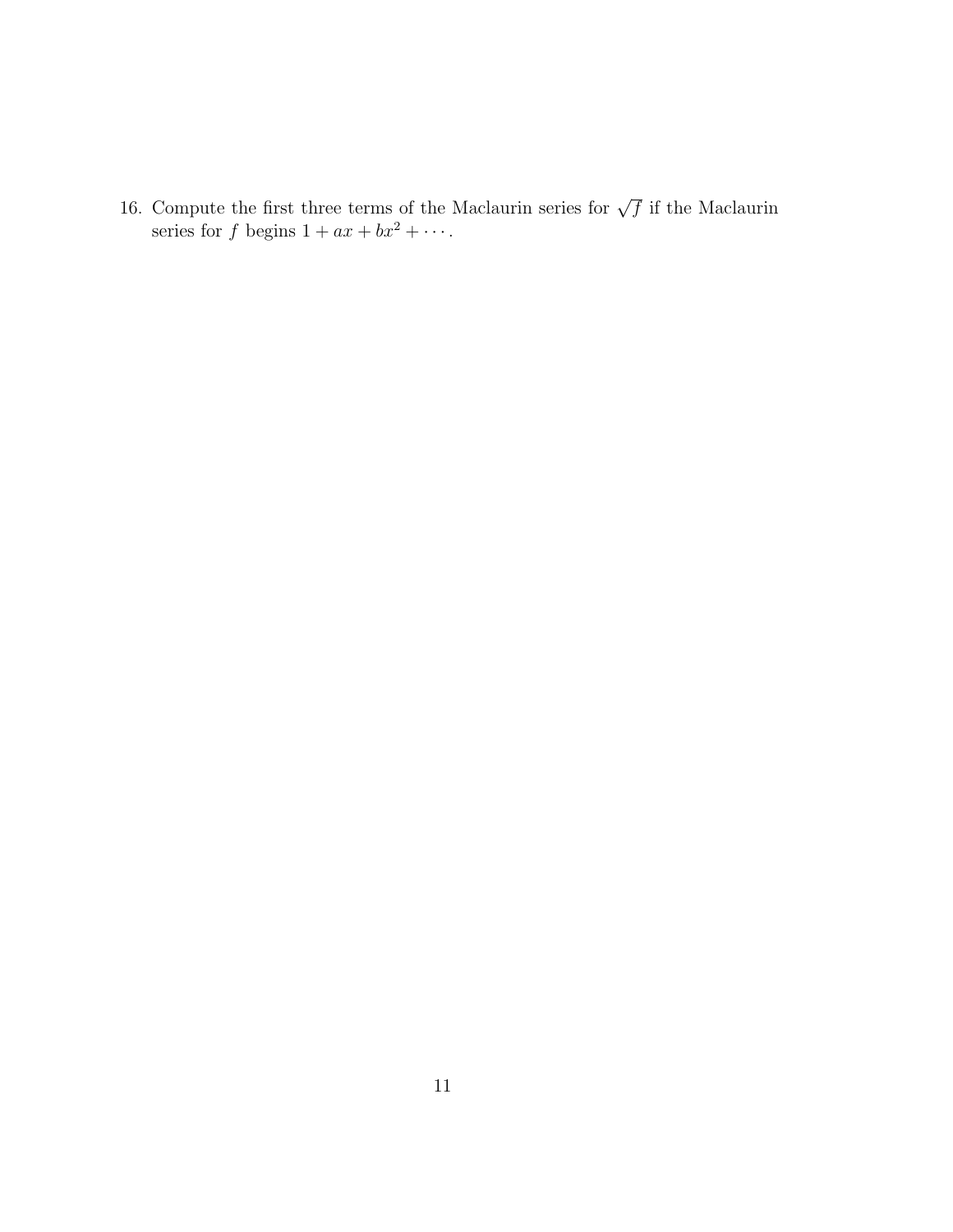16. Compute the first three terms of the Maclaurin series for $\sqrt{f}$ if the Maclaurin series for $f$ begins $1 + ax + bx^2 + \cdots$.